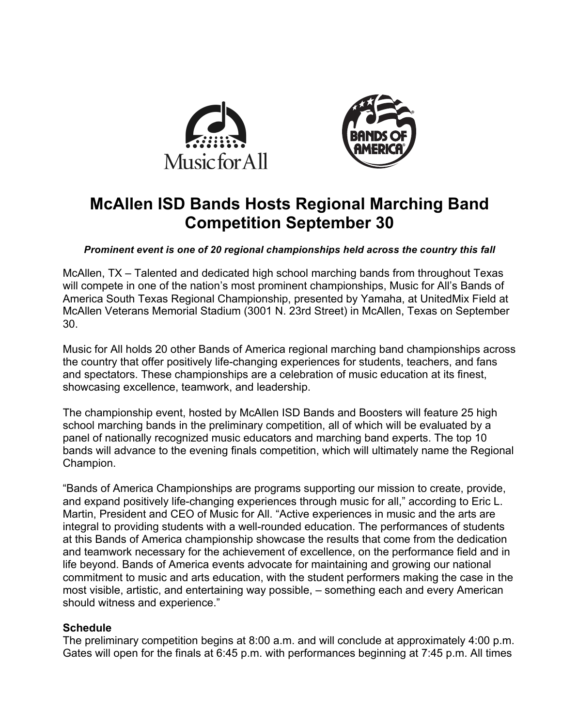# McAllen ISD Bands Hosts Regional Marching Band Competition September 30

***Prominent event is one of 20 regional championships held across the country this fall***

McAllen, TX – Talented and dedicated high school marching bands from throughout Texas will compete in one of the nation's most prominent championships, Music for All's Bands of America South Texas Regional Championship, presented by Yamaha, at UnitedMix Field at McAllen Veterans Memorial Stadium (3001 N. 23rd Street) in McAllen, Texas on September 30.

Music for All holds 20 other Bands of America regional marching band championships across the country that offer positively life-changing experiences for students, teachers, and fans and spectators. These championships are a celebration of music education at its finest, showcasing excellence, teamwork, and leadership.

The championship event, hosted by McAllen ISD Bands and Boosters will feature 25 high school marching bands in the preliminary competition, all of which will be evaluated by a panel of nationally recognized music educators and marching band experts. The top 10 bands will advance to the evening finals competition, which will ultimately name the Regional Champion.

"Bands of America Championships are programs supporting our mission to create, provide, and expand positively life-changing experiences through music for all," according to Eric L. Martin, President and CEO of Music for All. "Active experiences in music and the arts are integral to providing students with a well-rounded education. The performances of students at this Bands of America championship showcase the results that come from the dedication and teamwork necessary for the achievement of excellence, on the performance field and in life beyond. Bands of America events advocate for maintaining and growing our national commitment to music and arts education, with the student performers making the case in the most visible, artistic, and entertaining way possible, – something each and every American should witness and experience."

**Schedule**

The preliminary competition begins at 8:00 a.m. and will conclude at approximately 4:00 p.m. Gates will open for the finals at 6:45 p.m. with performances beginning at 7:45 p.m. All times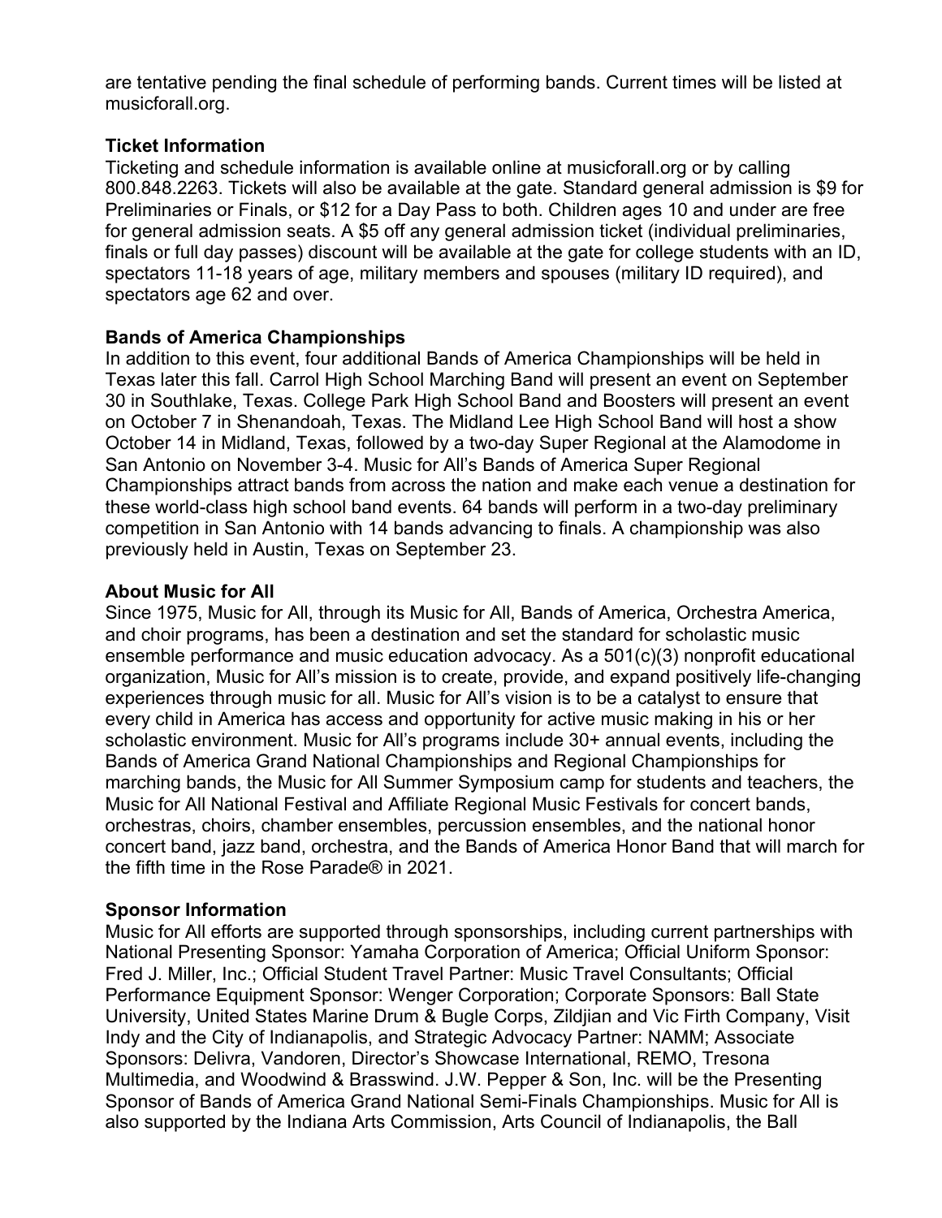are tentative pending the final schedule of performing bands. Current times will be listed at musicforall.org.

**Ticket Information**

Ticketing and schedule information is available online at musicforall.org or by calling 800.848.2263. Tickets will also be available at the gate. Standard general admission is $9 for Preliminaries or Finals, or $12 for a Day Pass to both. Children ages 10 and under are free for general admission seats. A $5 off any general admission ticket (individual preliminaries, finals or full day passes) discount will be available at the gate for college students with an ID, spectators 11-18 years of age, military members and spouses (military ID required), and spectators age 62 and over.

**Bands of America Championships**

In addition to this event, four additional Bands of America Championships will be held in Texas later this fall. Carrol High School Marching Band will present an event on September 30 in Southlake, Texas. College Park High School Band and Boosters will present an event on October 7 in Shenandoah, Texas. The Midland Lee High School Band will host a show October 14 in Midland, Texas, followed by a two-day Super Regional at the Alamodome in San Antonio on November 3-4. Music for All's Bands of America Super Regional Championships attract bands from across the nation and make each venue a destination for these world-class high school band events. 64 bands will perform in a two-day preliminary competition in San Antonio with 14 bands advancing to finals. A championship was also previously held in Austin, Texas on September 23.

**About Music for All**

Since 1975, Music for All, through its Music for All, Bands of America, Orchestra America, and choir programs, has been a destination and set the standard for scholastic music ensemble performance and music education advocacy. As a 501(c)(3) nonprofit educational organization, Music for All's mission is to create, provide, and expand positively life-changing experiences through music for all. Music for All's vision is to be a catalyst to ensure that every child in America has access and opportunity for active music making in his or her scholastic environment. Music for All's programs include 30+ annual events, including the Bands of America Grand National Championships and Regional Championships for marching bands, the Music for All Summer Symposium camp for students and teachers, the Music for All National Festival and Affiliate Regional Music Festivals for concert bands, orchestras, choirs, chamber ensembles, percussion ensembles, and the national honor concert band, jazz band, orchestra, and the Bands of America Honor Band that will march for the fifth time in the Rose Parade® in 2021.

**Sponsor Information**

Music for All efforts are supported through sponsorships, including current partnerships with National Presenting Sponsor: Yamaha Corporation of America; Official Uniform Sponsor: Fred J. Miller, Inc.; Official Student Travel Partner: Music Travel Consultants; Official Performance Equipment Sponsor: Wenger Corporation; Corporate Sponsors: Ball State University, United States Marine Drum & Bugle Corps, Zildjian and Vic Firth Company, Visit Indy and the City of Indianapolis, and Strategic Advocacy Partner: NAMM; Associate Sponsors: Delivra, Vandoren, Director's Showcase International, REMO, Tresona Multimedia, and Woodwind & Brasswind. J.W. Pepper & Son, Inc. will be the Presenting Sponsor of Bands of America Grand National Semi-Finals Championships. Music for All is also supported by the Indiana Arts Commission, Arts Council of Indianapolis, the Ball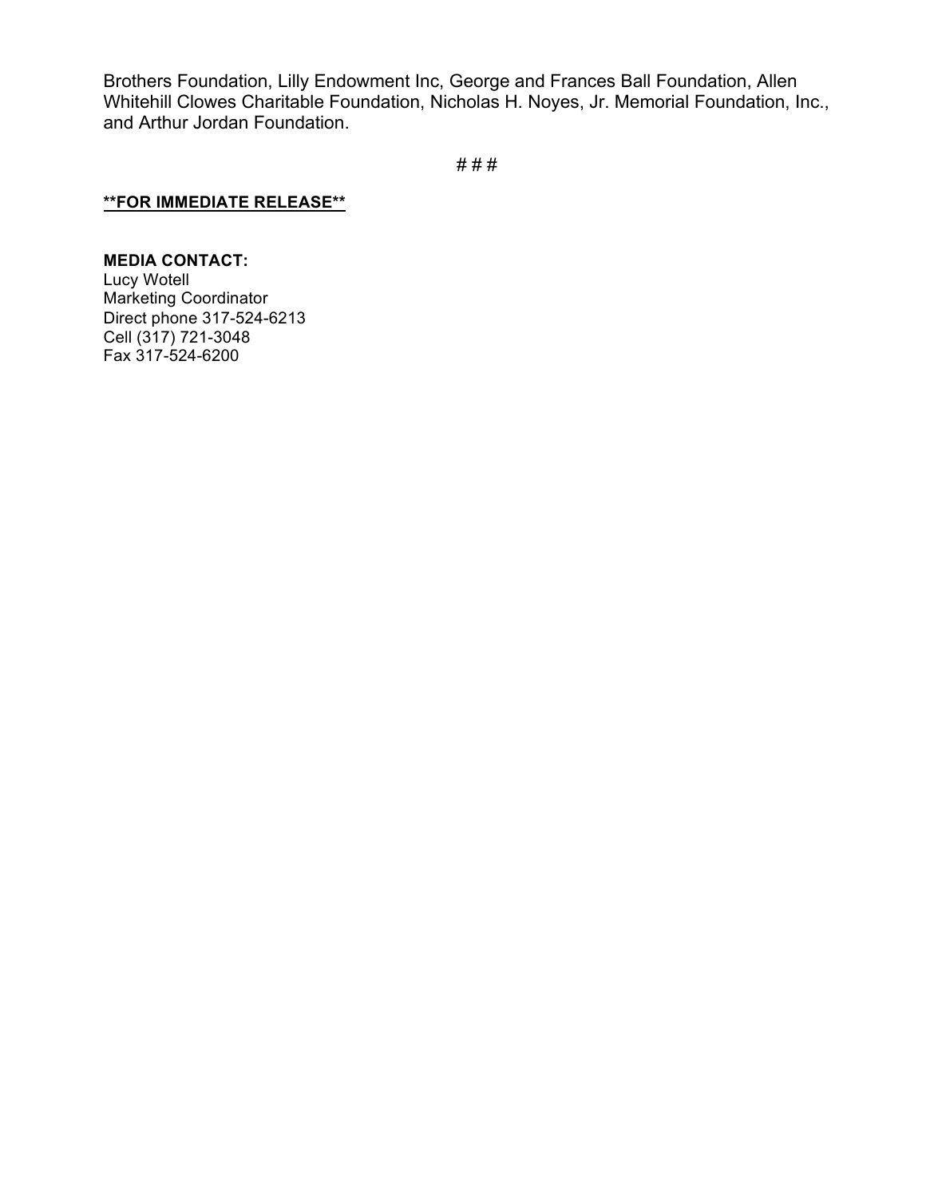Brothers Foundation, Lilly Endowment Inc, George and Frances Ball Foundation, Allen Whitehill Clowes Charitable Foundation, Nicholas H. Noyes, Jr. Memorial Foundation, Inc., and Arthur Jordan Foundation.

# # #

**\*\*FOR IMMEDIATE RELEASE\*\***

**MEDIA CONTACT:**
Lucy Wotell
Marketing Coordinator
Direct phone 317-524-6213
Cell (317) 721-3048
Fax 317-524-6200